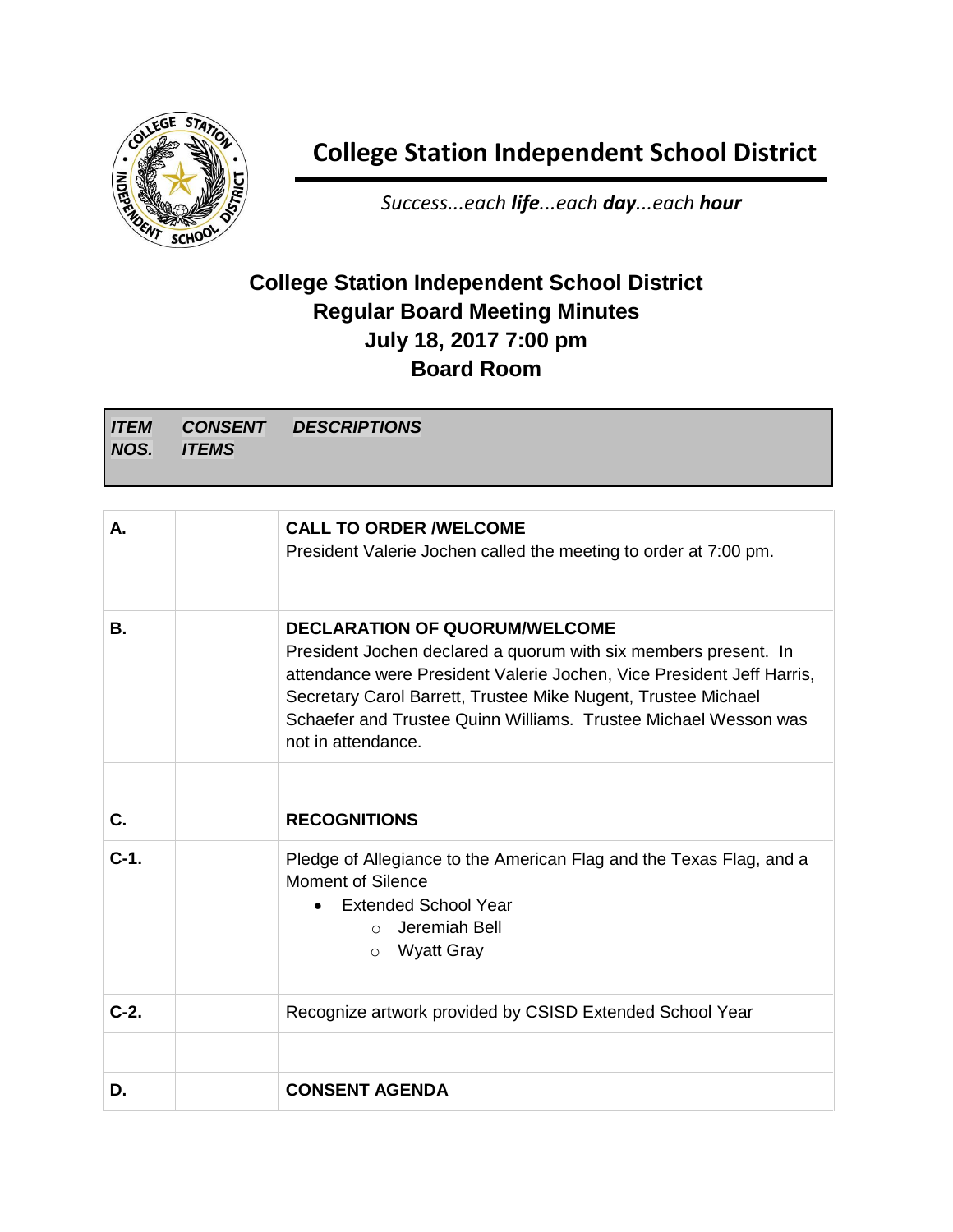# College Station Independent School District

*Success...each **life**...each **day**...each **hour***

## College Station Independent School District
## Regular Board Meeting Minutes
## July 18, 2017 7:00 pm
## Board Room

| *ITEM NOS.* | *CONSENT ITEMS* | *DESCRIPTIONS* |
|---|---|---|
| **A.** | | **CALL TO ORDER /WELCOME**<br>President Valerie Jochen called the meeting to order at 7:00 pm. |
| | | |
| **B.** | | **DECLARATION OF QUORUM/WELCOME**<br>President Jochen declared a quorum with six members present. In attendance were President Valerie Jochen, Vice President Jeff Harris, Secretary Carol Barrett, Trustee Mike Nugent, Trustee Michael Schaefer and Trustee Quinn Williams. Trustee Michael Wesson was not in attendance. |
| | | |
| **C.** | | **RECOGNITIONS** |
| **C-1.** | | Pledge of Allegiance to the American Flag and the Texas Flag, and a Moment of Silence<br>• Extended School Year<br>&nbsp;&nbsp;&nbsp;&nbsp;○ Jeremiah Bell<br>&nbsp;&nbsp;&nbsp;&nbsp;○ Wyatt Gray |
| **C-2.** | | Recognize artwork provided by CSISD Extended School Year |
| | | |
| **D.** | | **CONSENT AGENDA** |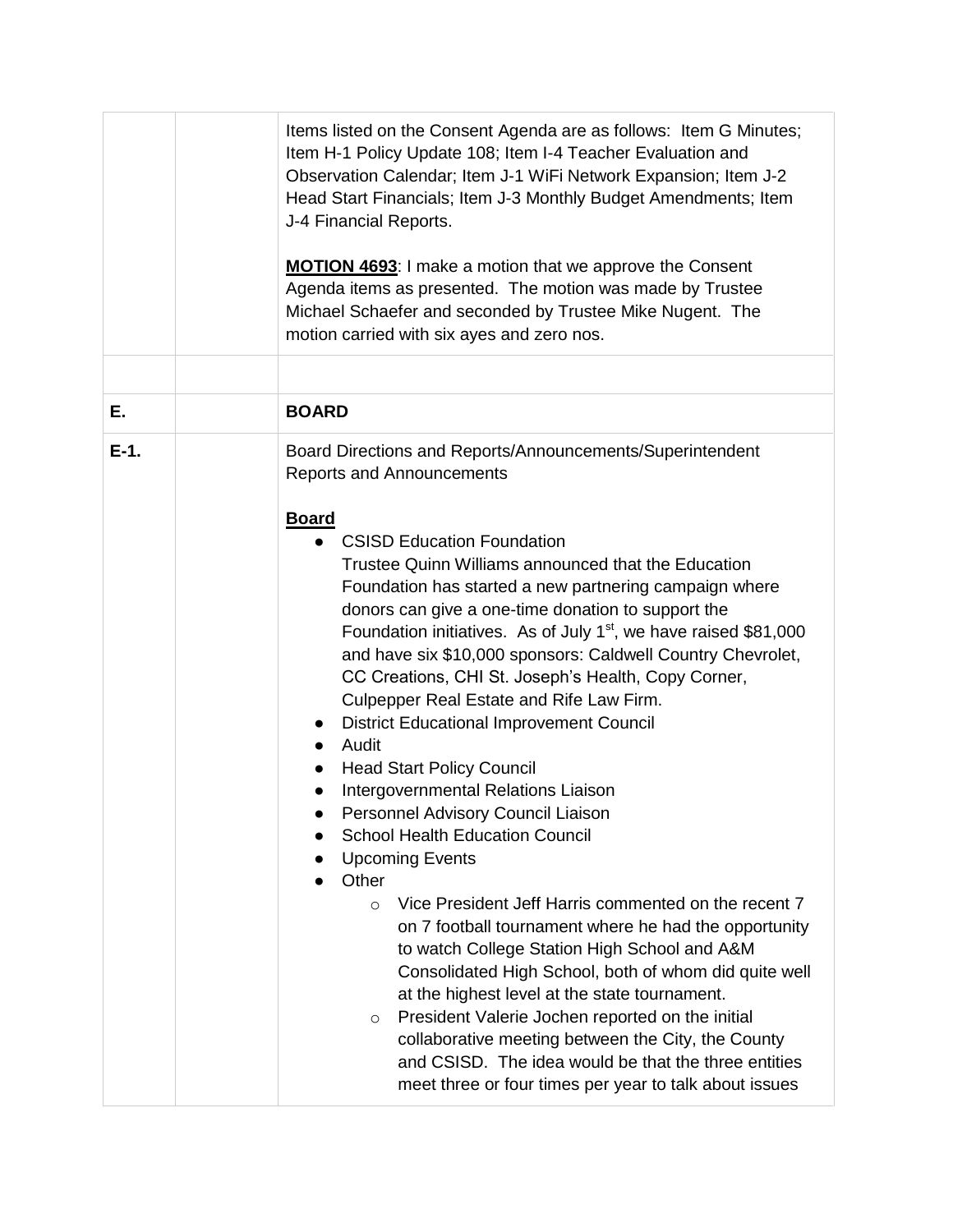| | | |
|---|---|---|
| | | Items listed on the Consent Agenda are as follows: Item G Minutes; Item H-1 Policy Update 108; Item I-4 Teacher Evaluation and Observation Calendar; Item J-1 WiFi Network Expansion; Item J-2 Head Start Financials; Item J-3 Monthly Budget Amendments; Item J-4 Financial Reports.<br><br>**MOTION 4693**: I make a motion that we approve the Consent Agenda items as presented. The motion was made by Trustee Michael Schaefer and seconded by Trustee Mike Nugent. The motion carried with six ayes and zero nos. |
| | | |
| **E.** | | **BOARD** |
| **E-1.** | | Board Directions and Reports/Announcements/Superintendent Reports and Announcements<br><br>**Board**<br>● CSISD Education Foundation<br>Trustee Quinn Williams announced that the Education Foundation has started a new partnering campaign where donors can give a one-time donation to support the Foundation initiatives. As of July 1st, we have raised $81,000 and have six $10,000 sponsors: Caldwell Country Chevrolet, CC Creations, CHI St. Joseph's Health, Copy Corner, Culpepper Real Estate and Rife Law Firm.<br>● District Educational Improvement Council<br>● Audit<br>● Head Start Policy Council<br>● Intergovernmental Relations Liaison<br>● Personnel Advisory Council Liaison<br>● School Health Education Council<br>● Upcoming Events<br>● Other<br>○ Vice President Jeff Harris commented on the recent 7 on 7 football tournament where he had the opportunity to watch College Station High School and A&M Consolidated High School, both of whom did quite well at the highest level at the state tournament.<br>○ President Valerie Jochen reported on the initial collaborative meeting between the City, the County and CSISD. The idea would be that the three entities meet three or four times per year to talk about issues |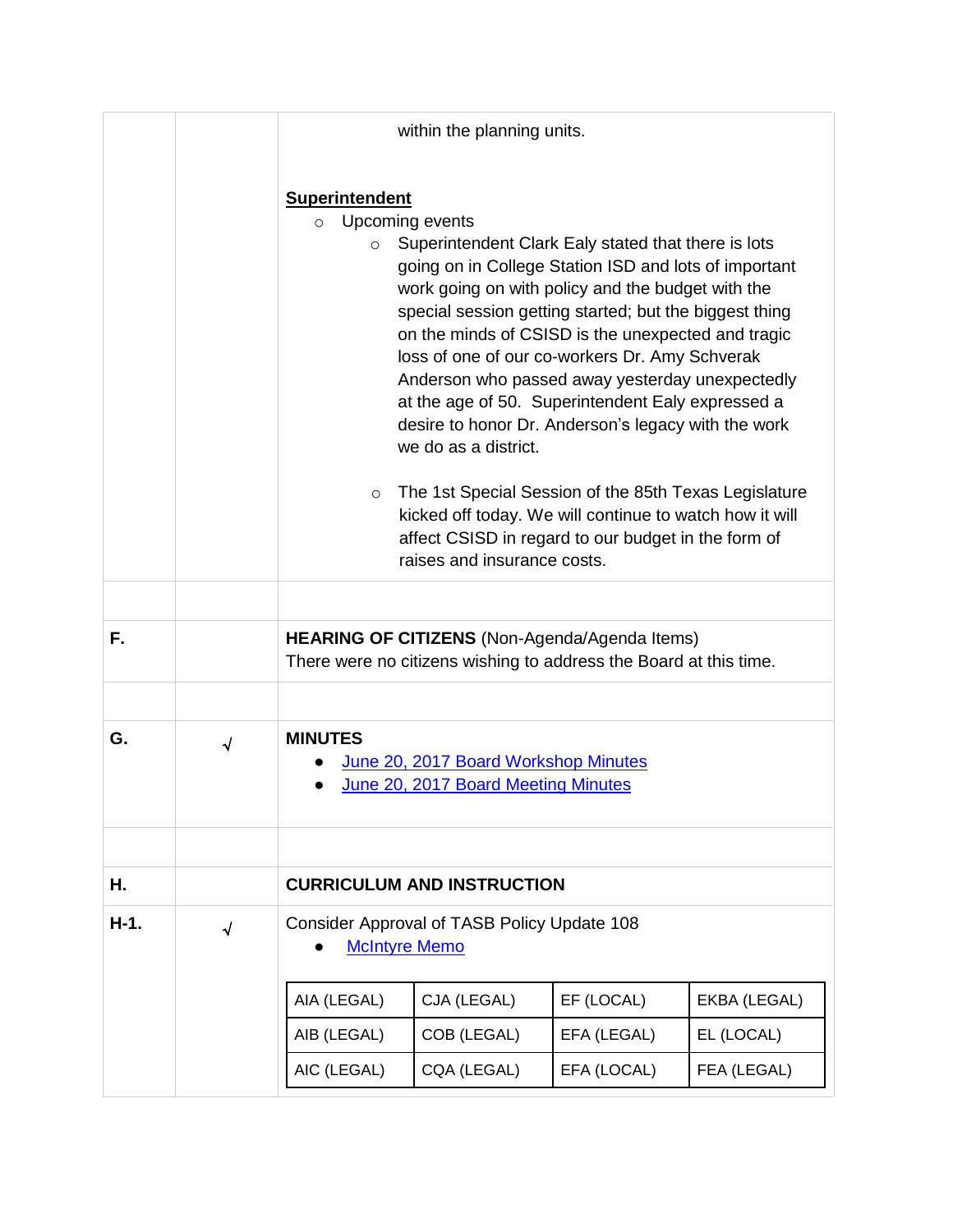within the planning units.

**Superintendent**

- Upcoming events
  - Superintendent Clark Ealy stated that there is lots going on in College Station ISD and lots of important work going on with policy and the budget with the special session getting started; but the biggest thing on the minds of CSISD is the unexpected and tragic loss of one of our co-workers Dr. Amy Schverak Anderson who passed away yesterday unexpectedly at the age of 50. Superintendent Ealy expressed a desire to honor Dr. Anderson's legacy with the work we do as a district.
  - The 1st Special Session of the 85th Texas Legislature kicked off today. We will continue to watch how it will affect CSISD in regard to our budget in the form of raises and insurance costs.

**F.** **HEARING OF CITIZENS** (Non-Agenda/Agenda Items)

There were no citizens wishing to address the Board at this time.

**G.** √ **MINUTES**

- June 20, 2017 Board Workshop Minutes
- June 20, 2017 Board Meeting Minutes

**H.** **CURRICULUM AND INSTRUCTION**

**H-1.** √ Consider Approval of TASB Policy Update 108

- McIntyre Memo

| AIA (LEGAL) | CJA (LEGAL) | EF (LOCAL) | EKBA (LEGAL) |
|---|---|---|---|
| AIB (LEGAL) | COB (LEGAL) | EFA (LEGAL) | EL (LOCAL) |
| AIC (LEGAL) | CQA (LEGAL) | EFA (LOCAL) | FEA (LEGAL) |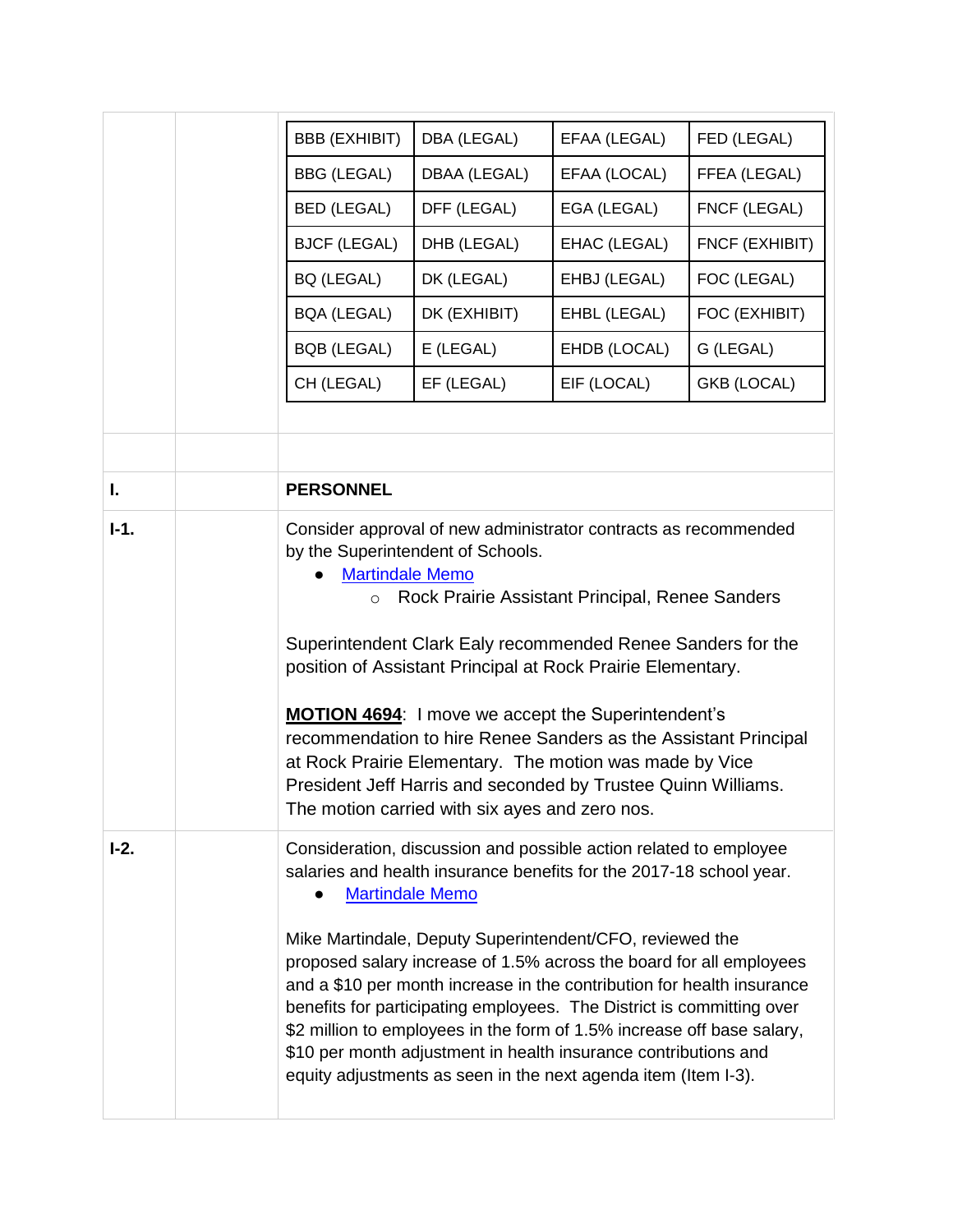| BBB (EXHIBIT) | DBA (LEGAL) | EFAA (LEGAL) | FED (LEGAL) |
|---|---|---|---|
| BBG (LEGAL) | DBAA (LEGAL) | EFAA (LOCAL) | FFEA (LEGAL) |
| BED (LEGAL) | DFF (LEGAL) | EGA (LEGAL) | FNCF (LEGAL) |
| BJCF (LEGAL) | DHB (LEGAL) | EHAC (LEGAL) | FNCF (EXHIBIT) |
| BQ (LEGAL) | DK (LEGAL) | EHBJ (LEGAL) | FOC (LEGAL) |
| BQA (LEGAL) | DK (EXHIBIT) | EHBL (LEGAL) | FOC (EXHIBIT) |
| BQB (LEGAL) | E (LEGAL) | EHDB (LOCAL) | G (LEGAL) |
| CH (LEGAL) | EF (LEGAL) | EIF (LOCAL) | GKB (LOCAL) |

**I. PERSONNEL**

**I-1.**

Consider approval of new administrator contracts as recommended by the Superintendent of Schools.

- Martindale Memo
  - Rock Prairie Assistant Principal, Renee Sanders

Superintendent Clark Ealy recommended Renee Sanders for the position of Assistant Principal at Rock Prairie Elementary.

**MOTION 4694**: I move we accept the Superintendent's recommendation to hire Renee Sanders as the Assistant Principal at Rock Prairie Elementary. The motion was made by Vice President Jeff Harris and seconded by Trustee Quinn Williams. The motion carried with six ayes and zero nos.

**I-2.**

Consideration, discussion and possible action related to employee salaries and health insurance benefits for the 2017-18 school year.

- Martindale Memo

Mike Martindale, Deputy Superintendent/CFO, reviewed the proposed salary increase of 1.5% across the board for all employees and a $10 per month increase in the contribution for health insurance benefits for participating employees. The District is committing over $2 million to employees in the form of 1.5% increase off base salary, $10 per month adjustment in health insurance contributions and equity adjustments as seen in the next agenda item (Item I-3).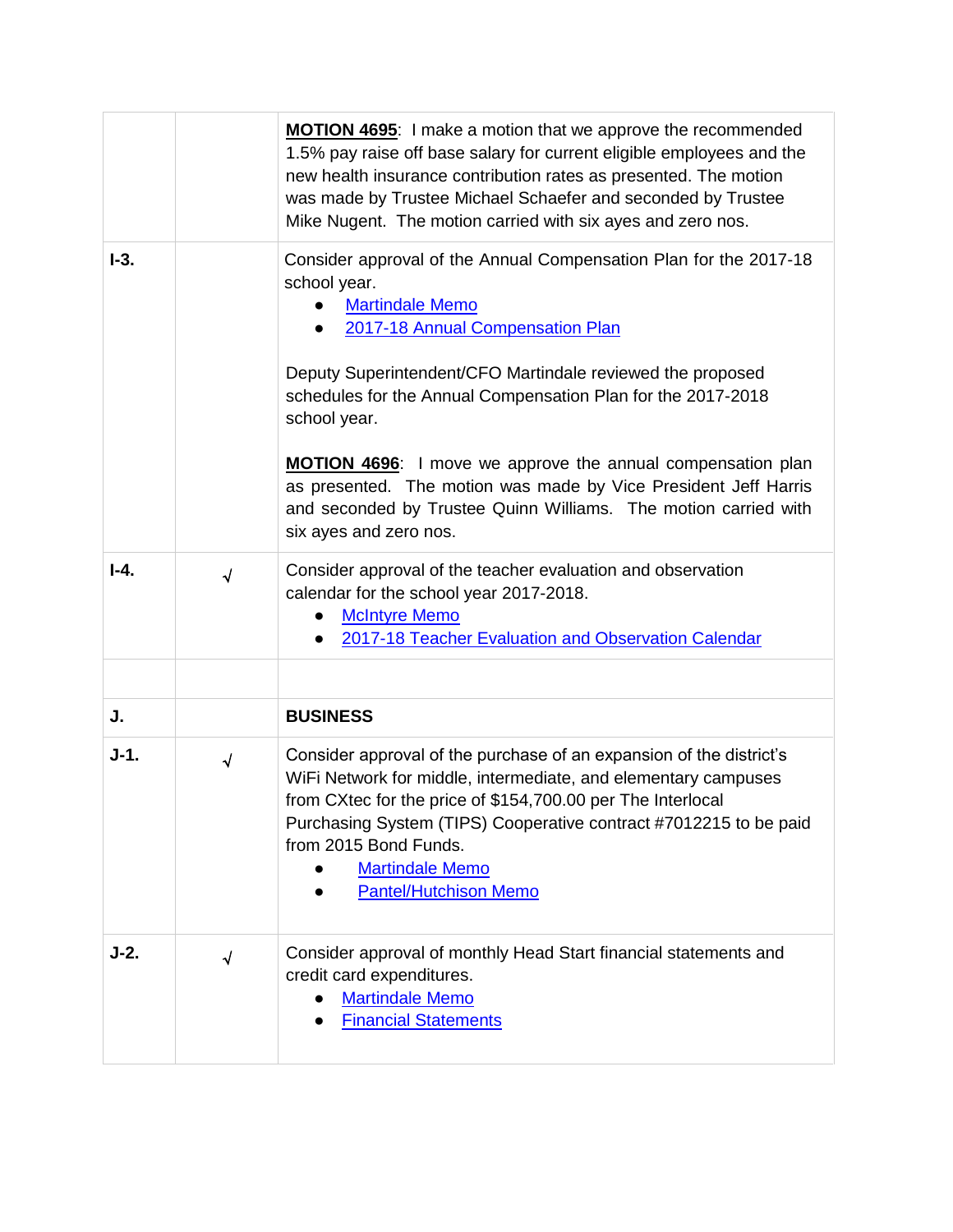| | | |
|---|---|---|
| | | **MOTION 4695**: I make a motion that we approve the recommended 1.5% pay raise off base salary for current eligible employees and the new health insurance contribution rates as presented. The motion was made by Trustee Michael Schaefer and seconded by Trustee Mike Nugent. The motion carried with six ayes and zero nos. |
| **I-3.** | | Consider approval of the Annual Compensation Plan for the 2017-18 school year.<br>• Martindale Memo<br>• 2017-18 Annual Compensation Plan<br><br>Deputy Superintendent/CFO Martindale reviewed the proposed schedules for the Annual Compensation Plan for the 2017-2018 school year.<br><br>**MOTION 4696**: I move we approve the annual compensation plan as presented. The motion was made by Vice President Jeff Harris and seconded by Trustee Quinn Williams. The motion carried with six ayes and zero nos. |
| **I-4.** | √ | Consider approval of the teacher evaluation and observation calendar for the school year 2017-2018.<br>• McIntyre Memo<br>• 2017-18 Teacher Evaluation and Observation Calendar |
| | | |
| **J.** | | **BUSINESS** |
| **J-1.** | √ | Consider approval of the purchase of an expansion of the district's WiFi Network for middle, intermediate, and elementary campuses from CXtec for the price of $154,700.00 per The Interlocal Purchasing System (TIPS) Cooperative contract #7012215 to be paid from 2015 Bond Funds.<br>• Martindale Memo<br>• Pantel/Hutchison Memo |
| **J-2.** | √ | Consider approval of monthly Head Start financial statements and credit card expenditures.<br>• Martindale Memo<br>• Financial Statements |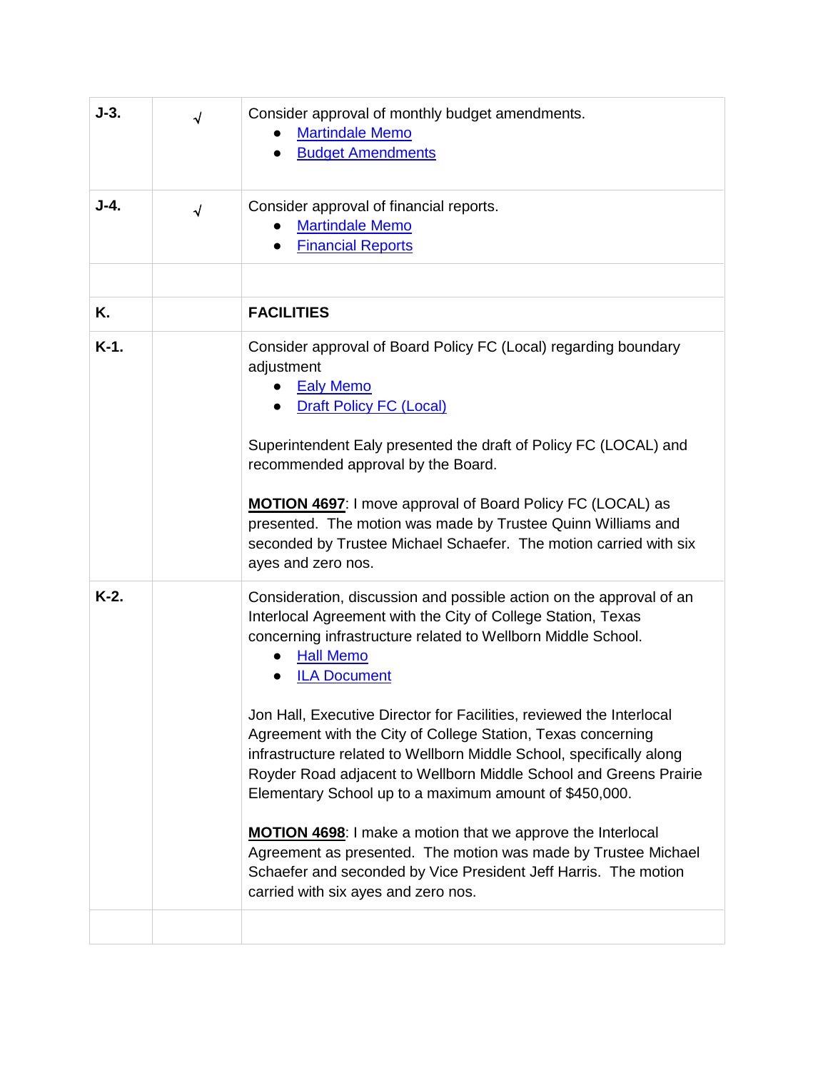| | | |
|---|---|---|
| **J-3.** | √ | Consider approval of monthly budget amendments.<br>• Martindale Memo<br>• Budget Amendments |
| **J-4.** | √ | Consider approval of financial reports.<br>• Martindale Memo<br>• Financial Reports |
| | | |
| **K.** | | **FACILITIES** |
| **K-1.** | | Consider approval of Board Policy FC (Local) regarding boundary adjustment<br>• Ealy Memo<br>• Draft Policy FC (Local)<br><br>Superintendent Ealy presented the draft of Policy FC (LOCAL) and recommended approval by the Board.<br><br>**MOTION 4697**: I move approval of Board Policy FC (LOCAL) as presented. The motion was made by Trustee Quinn Williams and seconded by Trustee Michael Schaefer. The motion carried with six ayes and zero nos. |
| **K-2.** | | Consideration, discussion and possible action on the approval of an Interlocal Agreement with the City of College Station, Texas concerning infrastructure related to Wellborn Middle School.<br>• Hall Memo<br>• ILA Document<br><br>Jon Hall, Executive Director for Facilities, reviewed the Interlocal Agreement with the City of College Station, Texas concerning infrastructure related to Wellborn Middle School, specifically along Royder Road adjacent to Wellborn Middle School and Greens Prairie Elementary School up to a maximum amount of $450,000.<br><br>**MOTION 4698**: I make a motion that we approve the Interlocal Agreement as presented. The motion was made by Trustee Michael Schaefer and seconded by Vice President Jeff Harris. The motion carried with six ayes and zero nos. |
| | | |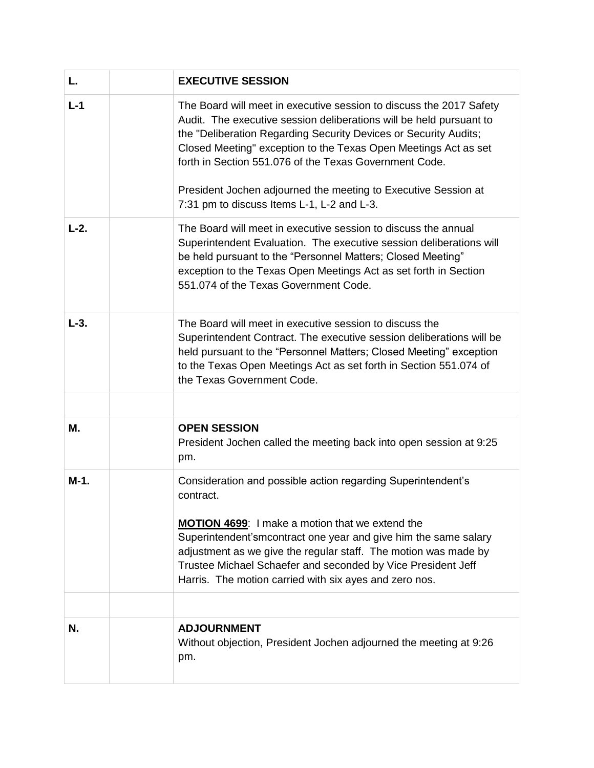| | | |
|---|---|---|
| **L.** | | **EXECUTIVE SESSION** |
| **L-1** | | The Board will meet in executive session to discuss the 2017 Safety Audit. The executive session deliberations will be held pursuant to the "Deliberation Regarding Security Devices or Security Audits; Closed Meeting" exception to the Texas Open Meetings Act as set forth in Section 551.076 of the Texas Government Code.<br><br>President Jochen adjourned the meeting to Executive Session at 7:31 pm to discuss Items L-1, L-2 and L-3. |
| **L-2.** | | The Board will meet in executive session to discuss the annual Superintendent Evaluation. The executive session deliberations will be held pursuant to the "Personnel Matters; Closed Meeting" exception to the Texas Open Meetings Act as set forth in Section 551.074 of the Texas Government Code. |
| **L-3.** | | The Board will meet in executive session to discuss the Superintendent Contract. The executive session deliberations will be held pursuant to the "Personnel Matters; Closed Meeting" exception to the Texas Open Meetings Act as set forth in Section 551.074 of the Texas Government Code. |
| | | |
| **M.** | | **OPEN SESSION**<br>President Jochen called the meeting back into open session at 9:25 pm. |
| **M-1.** | | Consideration and possible action regarding Superintendent's contract.<br><br>**MOTION 4699**: I make a motion that we extend the Superintendent'smcontract one year and give him the same salary adjustment as we give the regular staff. The motion was made by Trustee Michael Schaefer and seconded by Vice President Jeff Harris. The motion carried with six ayes and zero nos. |
| | | |
| **N.** | | **ADJOURNMENT**<br>Without objection, President Jochen adjourned the meeting at 9:26 pm. |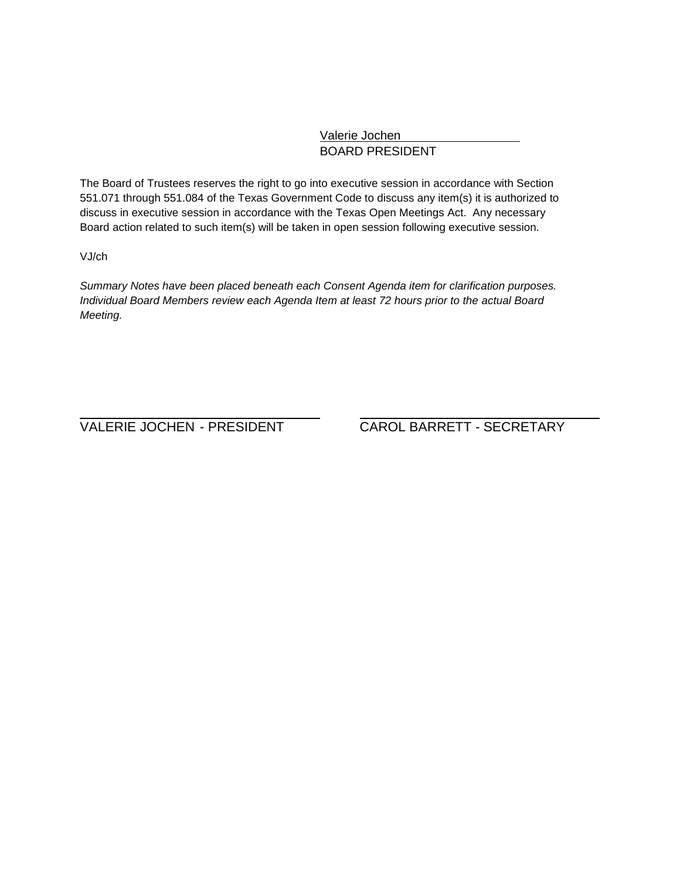Valerie Jochen
BOARD PRESIDENT

The Board of Trustees reserves the right to go into executive session in accordance with Section 551.071 through 551.084 of the Texas Government Code to discuss any item(s) it is authorized to discuss in executive session in accordance with the Texas Open Meetings Act. Any necessary Board action related to such item(s) will be taken in open session following executive session.

VJ/ch

*Summary Notes have been placed beneath each Consent Agenda item for clarification purposes. Individual Board Members review each Agenda Item at least 72 hours prior to the actual Board Meeting.*

VALERIE JOCHEN - PRESIDENT

CAROL BARRETT - SECRETARY